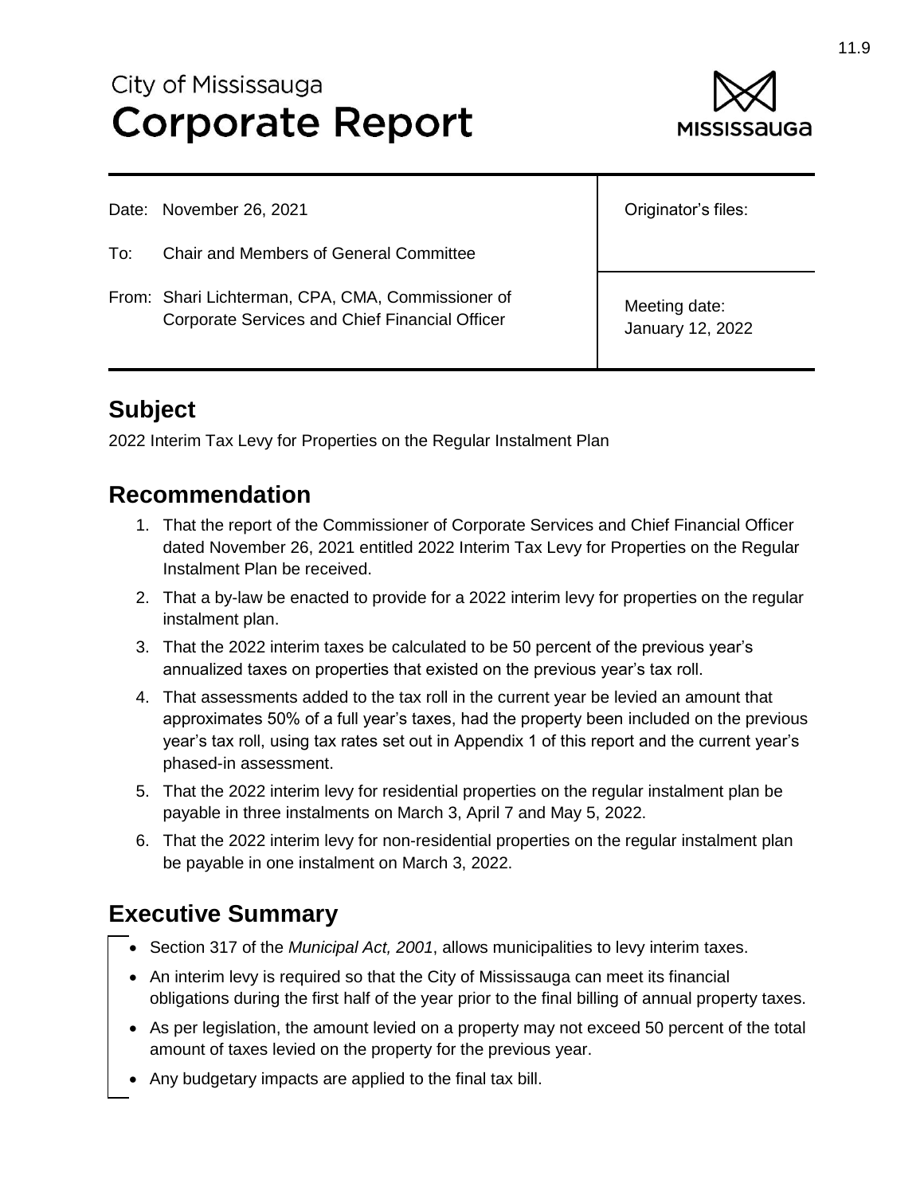# City of Mississauga
# Corporate Report

| Date: November 26, 2021 | Originator's files: |
|---|---|
| To: Chair and Members of General Committee | |
| From: Shari Lichterman, CPA, CMA, Commissioner of Corporate Services and Chief Financial Officer | Meeting date: January 12, 2022 |

## Subject

2022 Interim Tax Levy for Properties on the Regular Instalment Plan

## Recommendation

1. That the report of the Commissioner of Corporate Services and Chief Financial Officer dated November 26, 2021 entitled 2022 Interim Tax Levy for Properties on the Regular Instalment Plan be received.
2. That a by-law be enacted to provide for a 2022 interim levy for properties on the regular instalment plan.
3. That the 2022 interim taxes be calculated to be 50 percent of the previous year's annualized taxes on properties that existed on the previous year's tax roll.
4. That assessments added to the tax roll in the current year be levied an amount that approximates 50% of a full year's taxes, had the property been included on the previous year's tax roll, using tax rates set out in Appendix 1 of this report and the current year's phased-in assessment.
5. That the 2022 interim levy for residential properties on the regular instalment plan be payable in three instalments on March 3, April 7 and May 5, 2022.
6. That the 2022 interim levy for non-residential properties on the regular instalment plan be payable in one instalment on March 3, 2022.

## Executive Summary

- Section 317 of the *Municipal Act, 2001*, allows municipalities to levy interim taxes.
- An interim levy is required so that the City of Mississauga can meet its financial obligations during the first half of the year prior to the final billing of annual property taxes.
- As per legislation, the amount levied on a property may not exceed 50 percent of the total amount of taxes levied on the property for the previous year.
- Any budgetary impacts are applied to the final tax bill.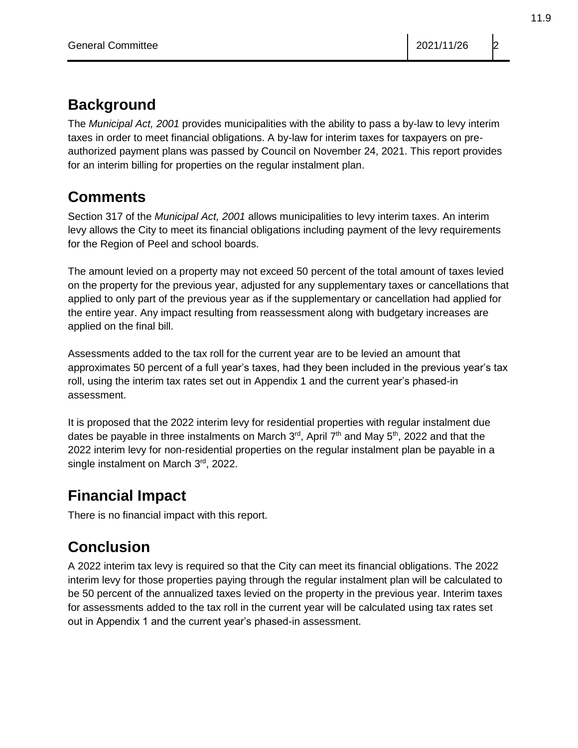## Background

The *Municipal Act, 2001* provides municipalities with the ability to pass a by-law to levy interim taxes in order to meet financial obligations. A by-law for interim taxes for taxpayers on pre-authorized payment plans was passed by Council on November 24, 2021. This report provides for an interim billing for properties on the regular instalment plan.

## Comments

Section 317 of the *Municipal Act, 2001* allows municipalities to levy interim taxes. An interim levy allows the City to meet its financial obligations including payment of the levy requirements for the Region of Peel and school boards.

The amount levied on a property may not exceed 50 percent of the total amount of taxes levied on the property for the previous year, adjusted for any supplementary taxes or cancellations that applied to only part of the previous year as if the supplementary or cancellation had applied for the entire year. Any impact resulting from reassessment along with budgetary increases are applied on the final bill.

Assessments added to the tax roll for the current year are to be levied an amount that approximates 50 percent of a full year's taxes, had they been included in the previous year's tax roll, using the interim tax rates set out in Appendix 1 and the current year's phased-in assessment.

It is proposed that the 2022 interim levy for residential properties with regular instalment due dates be payable in three instalments on March 3rd, April 7th and May 5th, 2022 and that the 2022 interim levy for non-residential properties on the regular instalment plan be payable in a single instalment on March 3rd, 2022.

## Financial Impact

There is no financial impact with this report.

## Conclusion

A 2022 interim tax levy is required so that the City can meet its financial obligations. The 2022 interim levy for those properties paying through the regular instalment plan will be calculated to be 50 percent of the annualized taxes levied on the property in the previous year. Interim taxes for assessments added to the tax roll in the current year will be calculated using tax rates set out in Appendix 1 and the current year's phased-in assessment.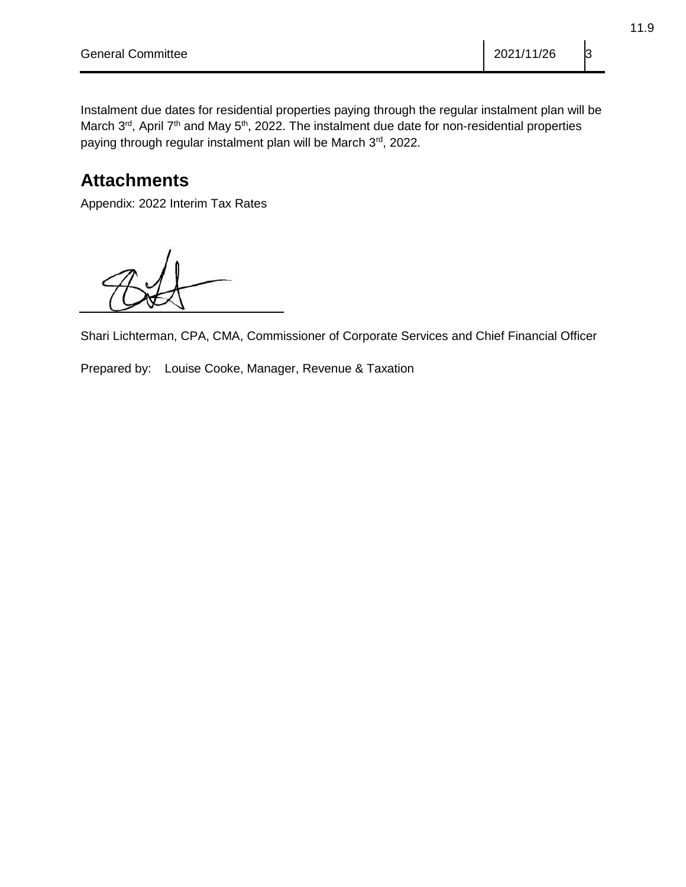Instalment due dates for residential properties paying through the regular instalment plan will be March 3rd, April 7th and May 5th, 2022. The instalment due date for non-residential properties paying through regular instalment plan will be March 3rd, 2022.

## Attachments

Appendix: 2022 Interim Tax Rates

Shari Lichterman, CPA, CMA, Commissioner of Corporate Services and Chief Financial Officer

Prepared by: Louise Cooke, Manager, Revenue & Taxation